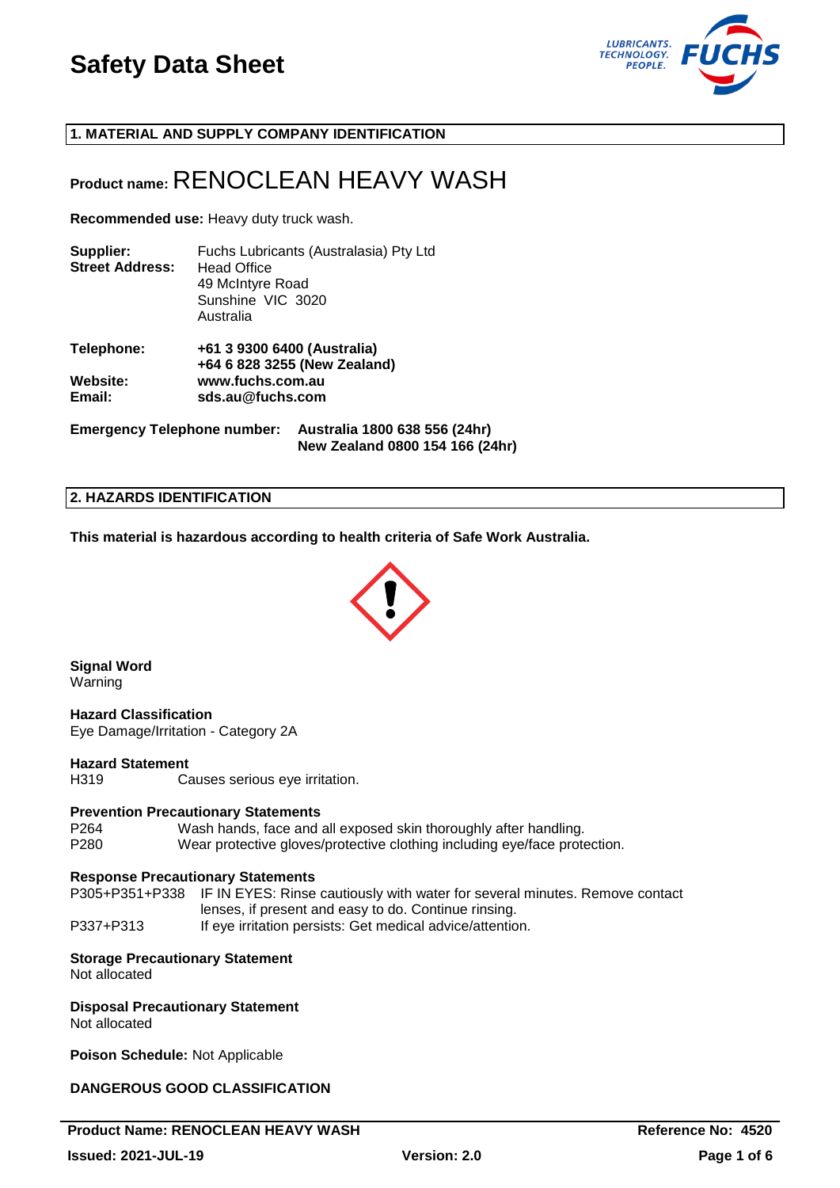# Safety Data Sheet

## 1. MATERIAL AND SUPPLY COMPANY IDENTIFICATION

**Product name:** RENOCLEAN HEAVY WASH

**Recommended use:** Heavy duty truck wash.

**Supplier:** Fuchs Lubricants (Australasia) Pty Ltd
**Street Address:** Head Office
49 McIntyre Road
Sunshine VIC 3020
Australia

**Telephone:** **+61 3 9300 6400 (Australia)**
**+64 6 828 3255 (New Zealand)**
**Website:** **www.fuchs.com.au**
**Email:** **sds.au@fuchs.com**

**Emergency Telephone number:** **Australia 1800 638 556 (24hr)**
**New Zealand 0800 154 166 (24hr)**

## 2. HAZARDS IDENTIFICATION

**This material is hazardous according to health criteria of Safe Work Australia.**

**Signal Word**
Warning

**Hazard Classification**
Eye Damage/Irritation - Category 2A

**Hazard Statement**

| | |
|---|---|
| H319 | Causes serious eye irritation. |

**Prevention Precautionary Statements**

| | |
|---|---|
| P264 | Wash hands, face and all exposed skin thoroughly after handling. |
| P280 | Wear protective gloves/protective clothing including eye/face protection. |

**Response Precautionary Statements**

| | |
|---|---|
| P305+P351+P338 | IF IN EYES: Rinse cautiously with water for several minutes. Remove contact lenses, if present and easy to do. Continue rinsing. |
| P337+P313 | If eye irritation persists: Get medical advice/attention. |

**Storage Precautionary Statement**
Not allocated

**Disposal Precautionary Statement**
Not allocated

**Poison Schedule:** Not Applicable

**DANGEROUS GOOD CLASSIFICATION**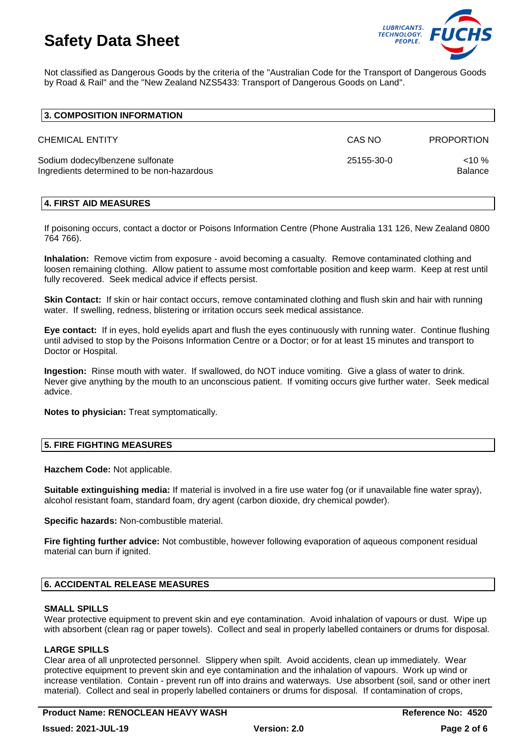Not classified as Dangerous Goods by the criteria of the "Australian Code for the Transport of Dangerous Goods by Road & Rail" and the "New Zealand NZS5433: Transport of Dangerous Goods on Land".

## 3. COMPOSITION INFORMATION

| CHEMICAL ENTITY | CAS NO | PROPORTION |
|---|---|---|
| Sodium dodecylbenzene sulfonate | 25155-30-0 | <10 % |
| Ingredients determined to be non-hazardous | | Balance |

## 4. FIRST AID MEASURES

If poisoning occurs, contact a doctor or Poisons Information Centre (Phone Australia 131 126, New Zealand 0800 764 766).

**Inhalation:** Remove victim from exposure - avoid becoming a casualty. Remove contaminated clothing and loosen remaining clothing. Allow patient to assume most comfortable position and keep warm. Keep at rest until fully recovered. Seek medical advice if effects persist.

**Skin Contact:** If skin or hair contact occurs, remove contaminated clothing and flush skin and hair with running water. If swelling, redness, blistering or irritation occurs seek medical assistance.

**Eye contact:** If in eyes, hold eyelids apart and flush the eyes continuously with running water. Continue flushing until advised to stop by the Poisons Information Centre or a Doctor; or for at least 15 minutes and transport to Doctor or Hospital.

**Ingestion:** Rinse mouth with water. If swallowed, do NOT induce vomiting. Give a glass of water to drink. Never give anything by the mouth to an unconscious patient. If vomiting occurs give further water. Seek medical advice.

**Notes to physician:** Treat symptomatically.

## 5. FIRE FIGHTING MEASURES

**Hazchem Code:** Not applicable.

**Suitable extinguishing media:** If material is involved in a fire use water fog (or if unavailable fine water spray), alcohol resistant foam, standard foam, dry agent (carbon dioxide, dry chemical powder).

**Specific hazards:** Non-combustible material.

**Fire fighting further advice:** Not combustible, however following evaporation of aqueous component residual material can burn if ignited.

## 6. ACCIDENTAL RELEASE MEASURES

### SMALL SPILLS

Wear protective equipment to prevent skin and eye contamination. Avoid inhalation of vapours or dust. Wipe up with absorbent (clean rag or paper towels). Collect and seal in properly labelled containers or drums for disposal.

### LARGE SPILLS

Clear area of all unprotected personnel. Slippery when spilt. Avoid accidents, clean up immediately. Wear protective equipment to prevent skin and eye contamination and the inhalation of vapours. Work up wind or increase ventilation. Contain - prevent run off into drains and waterways. Use absorbent (soil, sand or other inert material). Collect and seal in properly labelled containers or drums for disposal. If contamination of crops,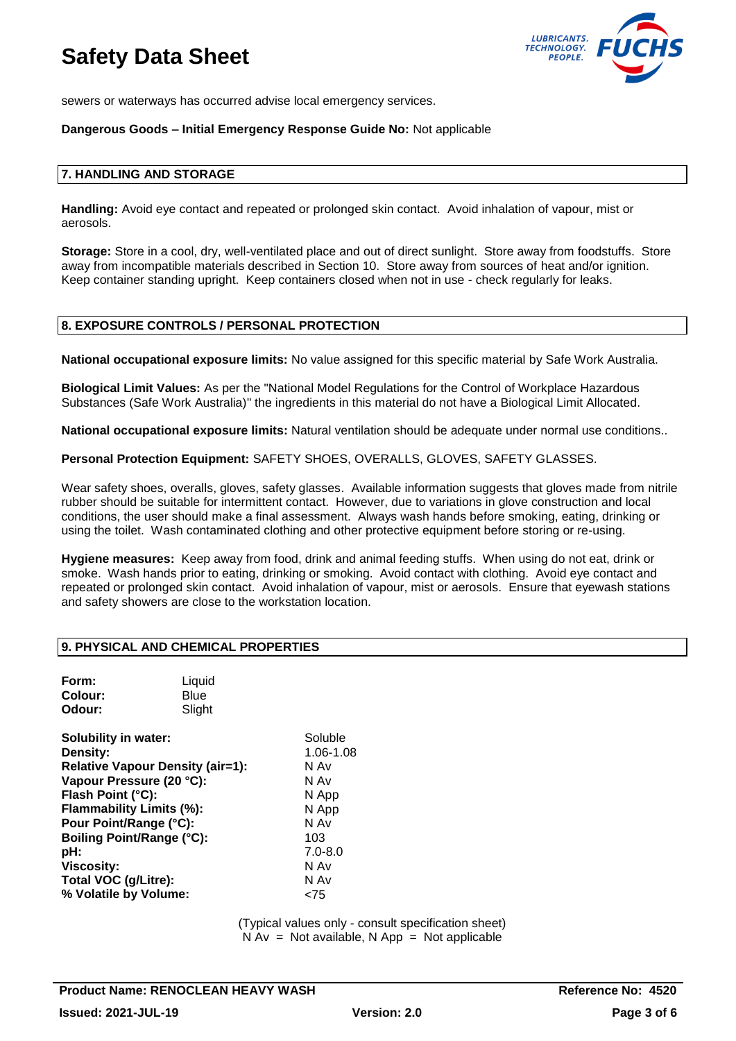sewers or waterways has occurred advise local emergency services.

**Dangerous Goods – Initial Emergency Response Guide No:** Not applicable

## 7. HANDLING AND STORAGE

**Handling:** Avoid eye contact and repeated or prolonged skin contact. Avoid inhalation of vapour, mist or aerosols.

**Storage:** Store in a cool, dry, well-ventilated place and out of direct sunlight. Store away from foodstuffs. Store away from incompatible materials described in Section 10. Store away from sources of heat and/or ignition. Keep container standing upright. Keep containers closed when not in use - check regularly for leaks.

## 8. EXPOSURE CONTROLS / PERSONAL PROTECTION

**National occupational exposure limits:** No value assigned for this specific material by Safe Work Australia.

**Biological Limit Values:** As per the "National Model Regulations for the Control of Workplace Hazardous Substances (Safe Work Australia)" the ingredients in this material do not have a Biological Limit Allocated.

**National occupational exposure limits:** Natural ventilation should be adequate under normal use conditions..

**Personal Protection Equipment:** SAFETY SHOES, OVERALLS, GLOVES, SAFETY GLASSES.

Wear safety shoes, overalls, gloves, safety glasses. Available information suggests that gloves made from nitrile rubber should be suitable for intermittent contact. However, due to variations in glove construction and local conditions, the user should make a final assessment. Always wash hands before smoking, eating, drinking or using the toilet. Wash contaminated clothing and other protective equipment before storing or re-using.

**Hygiene measures:** Keep away from food, drink and animal feeding stuffs. When using do not eat, drink or smoke. Wash hands prior to eating, drinking or smoking. Avoid contact with clothing. Avoid eye contact and repeated or prolonged skin contact. Avoid inhalation of vapour, mist or aerosols. Ensure that eyewash stations and safety showers are close to the workstation location.

## 9. PHYSICAL AND CHEMICAL PROPERTIES

| | |
|---|---|
| **Form:** | Liquid |
| **Colour:** | Blue |
| **Odour:** | Slight |

| | |
|---|---|
| **Solubility in water:** | Soluble |
| **Density:** | 1.06-1.08 |
| **Relative Vapour Density (air=1):** | N Av |
| **Vapour Pressure (20 °C):** | N Av |
| **Flash Point (°C):** | N App |
| **Flammability Limits (%):** | N App |
| **Pour Point/Range (°C):** | N Av |
| **Boiling Point/Range (°C):** | 103 |
| **pH:** | 7.0-8.0 |
| **Viscosity:** | N Av |
| **Total VOC (g/Litre):** | N Av |
| **% Volatile by Volume:** | <75 |

(Typical values only - consult specification sheet)
N Av = Not available, N App = Not applicable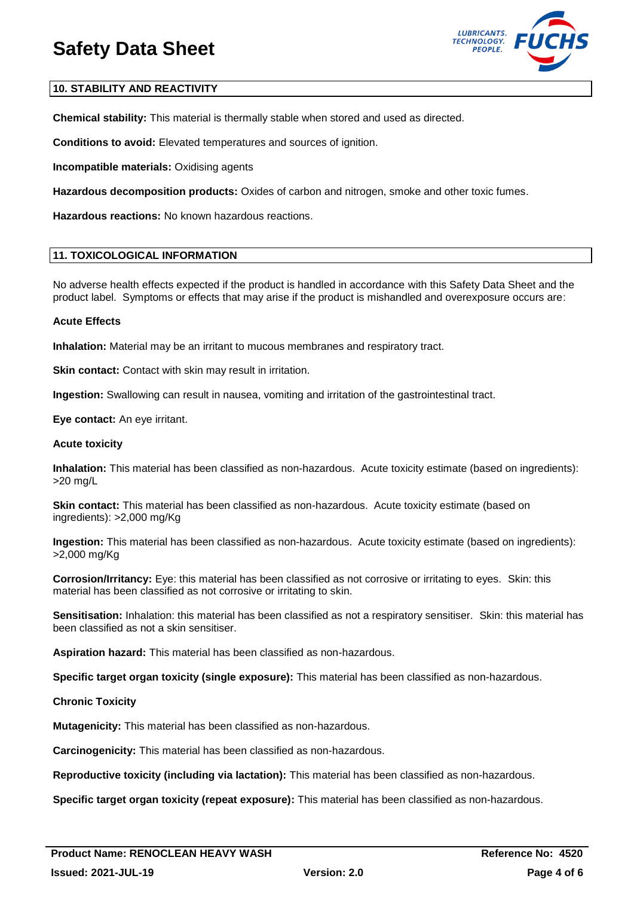## 10. STABILITY AND REACTIVITY

**Chemical stability:** This material is thermally stable when stored and used as directed.

**Conditions to avoid:** Elevated temperatures and sources of ignition.

**Incompatible materials:** Oxidising agents

**Hazardous decomposition products:** Oxides of carbon and nitrogen, smoke and other toxic fumes.

**Hazardous reactions:** No known hazardous reactions.

## 11. TOXICOLOGICAL INFORMATION

No adverse health effects expected if the product is handled in accordance with this Safety Data Sheet and the product label. Symptoms or effects that may arise if the product is mishandled and overexposure occurs are:

**Acute Effects**

**Inhalation:** Material may be an irritant to mucous membranes and respiratory tract.

**Skin contact:** Contact with skin may result in irritation.

**Ingestion:** Swallowing can result in nausea, vomiting and irritation of the gastrointestinal tract.

**Eye contact:** An eye irritant.

**Acute toxicity**

**Inhalation:** This material has been classified as non-hazardous. Acute toxicity estimate (based on ingredients): >20 mg/L

**Skin contact:** This material has been classified as non-hazardous. Acute toxicity estimate (based on ingredients): >2,000 mg/Kg

**Ingestion:** This material has been classified as non-hazardous. Acute toxicity estimate (based on ingredients): >2,000 mg/Kg

**Corrosion/Irritancy:** Eye: this material has been classified as not corrosive or irritating to eyes. Skin: this material has been classified as not corrosive or irritating to skin.

**Sensitisation:** Inhalation: this material has been classified as not a respiratory sensitiser. Skin: this material has been classified as not a skin sensitiser.

**Aspiration hazard:** This material has been classified as non-hazardous.

**Specific target organ toxicity (single exposure):** This material has been classified as non-hazardous.

**Chronic Toxicity**

**Mutagenicity:** This material has been classified as non-hazardous.

**Carcinogenicity:** This material has been classified as non-hazardous.

**Reproductive toxicity (including via lactation):** This material has been classified as non-hazardous.

**Specific target organ toxicity (repeat exposure):** This material has been classified as non-hazardous.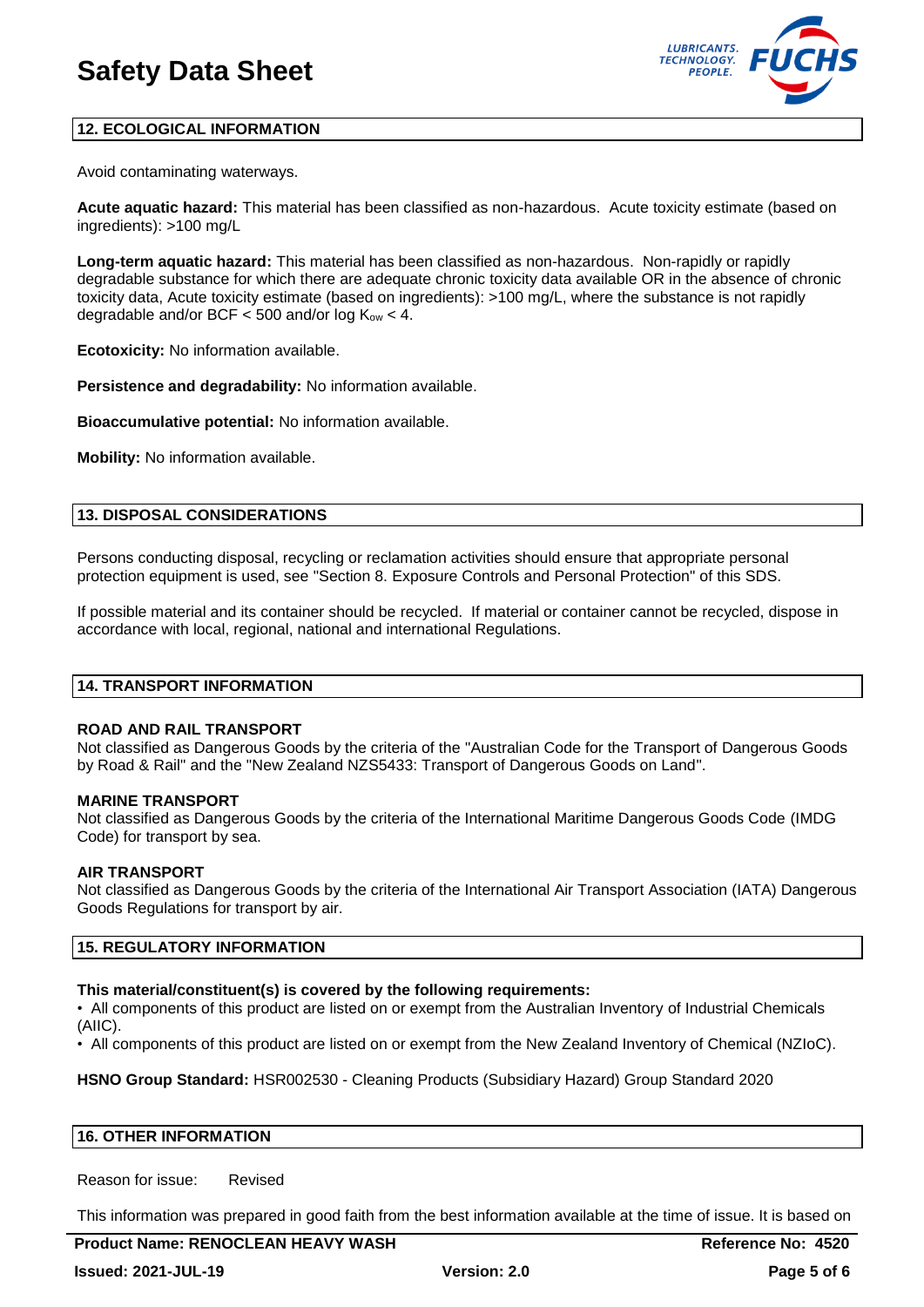## 12. ECOLOGICAL INFORMATION

Avoid contaminating waterways.

**Acute aquatic hazard:** This material has been classified as non-hazardous. Acute toxicity estimate (based on ingredients): >100 mg/L

**Long-term aquatic hazard:** This material has been classified as non-hazardous. Non-rapidly or rapidly degradable substance for which there are adequate chronic toxicity data available OR in the absence of chronic toxicity data, Acute toxicity estimate (based on ingredients): >100 mg/L, where the substance is not rapidly degradable and/or BCF < 500 and/or log $K_{ow}$ < 4.

**Ecotoxicity:** No information available.

**Persistence and degradability:** No information available.

**Bioaccumulative potential:** No information available.

**Mobility:** No information available.

## 13. DISPOSAL CONSIDERATIONS

Persons conducting disposal, recycling or reclamation activities should ensure that appropriate personal protection equipment is used, see "Section 8. Exposure Controls and Personal Protection" of this SDS.

If possible material and its container should be recycled. If material or container cannot be recycled, dispose in accordance with local, regional, national and international Regulations.

## 14. TRANSPORT INFORMATION

**ROAD AND RAIL TRANSPORT**
Not classified as Dangerous Goods by the criteria of the "Australian Code for the Transport of Dangerous Goods by Road & Rail" and the "New Zealand NZS5433: Transport of Dangerous Goods on Land".

**MARINE TRANSPORT**
Not classified as Dangerous Goods by the criteria of the International Maritime Dangerous Goods Code (IMDG Code) for transport by sea.

**AIR TRANSPORT**
Not classified as Dangerous Goods by the criteria of the International Air Transport Association (IATA) Dangerous Goods Regulations for transport by air.

## 15. REGULATORY INFORMATION

**This material/constituent(s) is covered by the following requirements:**

- All components of this product are listed on or exempt from the Australian Inventory of Industrial Chemicals (AIIC).
- All components of this product are listed on or exempt from the New Zealand Inventory of Chemical (NZIoC).

**HSNO Group Standard:** HSR002530 - Cleaning Products (Subsidiary Hazard) Group Standard 2020

## 16. OTHER INFORMATION

Reason for issue: Revised

This information was prepared in good faith from the best information available at the time of issue. It is based on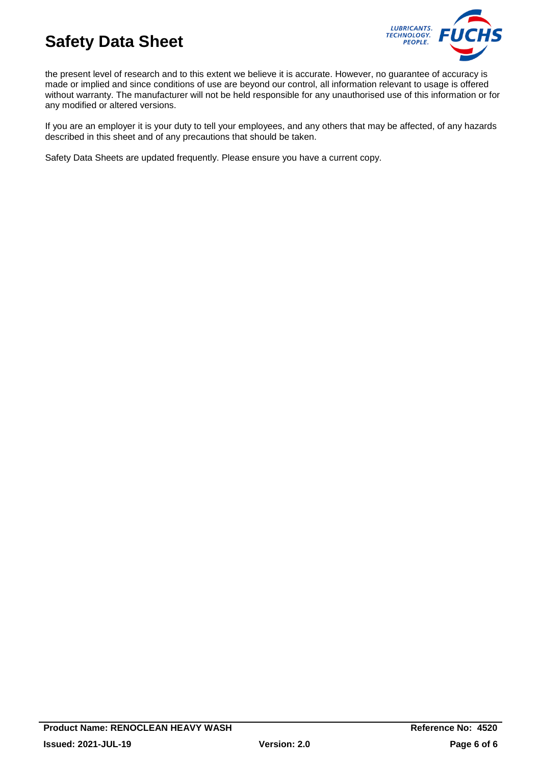the present level of research and to this extent we believe it is accurate. However, no guarantee of accuracy is made or implied and since conditions of use are beyond our control, all information relevant to usage is offered without warranty. The manufacturer will not be held responsible for any unauthorised use of this information or for any modified or altered versions.

If you are an employer it is your duty to tell your employees, and any others that may be affected, of any hazards described in this sheet and of any precautions that should be taken.

Safety Data Sheets are updated frequently. Please ensure you have a current copy.